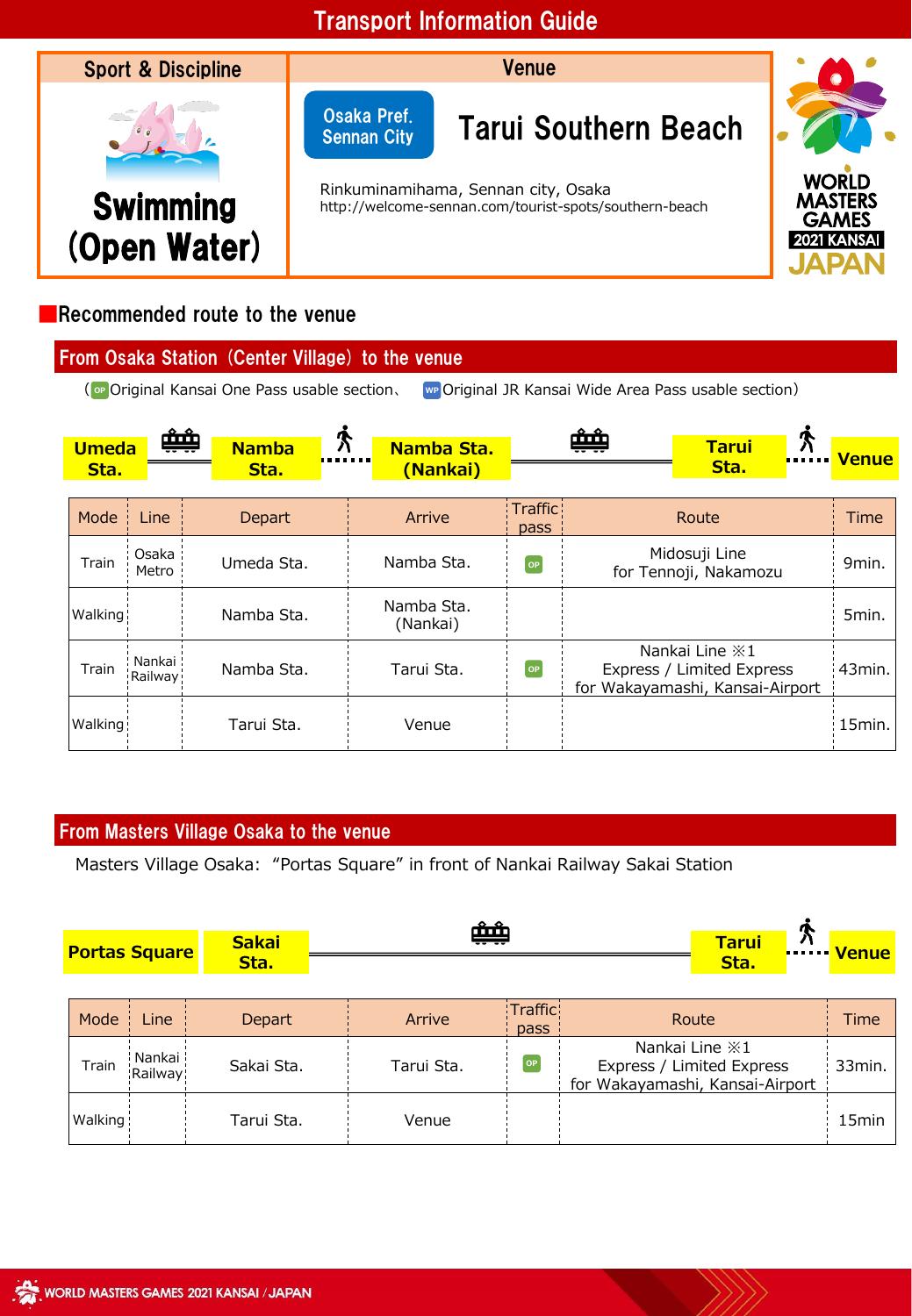# Transport Information Guide

| Sport & Discipline | Venue |
| --- | --- |
| Swimming (Open Water) | Osaka Pref. Sennan City — **Tarui Southern Beach**<br>Rinkuminamihama, Sennan city, Osaka<br>http://welcome-sennan.com/tourist-spots/southern-beach |

WORLD MASTERS GAMES 2021 KANSAI JAPAN

## Recommended route to the venue

### From Osaka Station (Center Village) to the venue

(OP Original Kansai One Pass usable section、 WP Original JR Kansai Wide Area Pass usable section)

**Umeda Sta.** → (train) → **Namba Sta.** → (walk) → **Namba Sta. (Nankai)** → (train) → **Tarui Sta.** → (walk) → **Venue**

| Mode | Line | Depart | Arrive | Traffic pass | Route | Time |
| --- | --- | --- | --- | --- | --- | --- |
| Train | Osaka Metro | Umeda Sta. | Namba Sta. | OP | Midosuji Line for Tennoji, Nakamozu | 9min. |
| Walking | | Namba Sta. | Namba Sta. (Nankai) | | | 5min. |
| Train | Nankai Railway | Namba Sta. | Tarui Sta. | OP | Nankai Line ※1 Express / Limited Express for Wakayamashi, Kansai-Airport | 43min. |
| Walking | | Tarui Sta. | Venue | | | 15min. |

### From Masters Village Osaka to the venue

Masters Village Osaka: "Portas Square" in front of Nankai Railway Sakai Station

**Portas Square** → **Sakai Sta.** → (train) → **Tarui Sta.** → (walk) → **Venue**

| Mode | Line | Depart | Arrive | Traffic pass | Route | Time |
| --- | --- | --- | --- | --- | --- | --- |
| Train | Nankai Railway | Sakai Sta. | Tarui Sta. | OP | Nankai Line ※1 Express / Limited Express for Wakayamashi, Kansai-Airport | 33min. |
| Walking | | Tarui Sta. | Venue | | | 15min |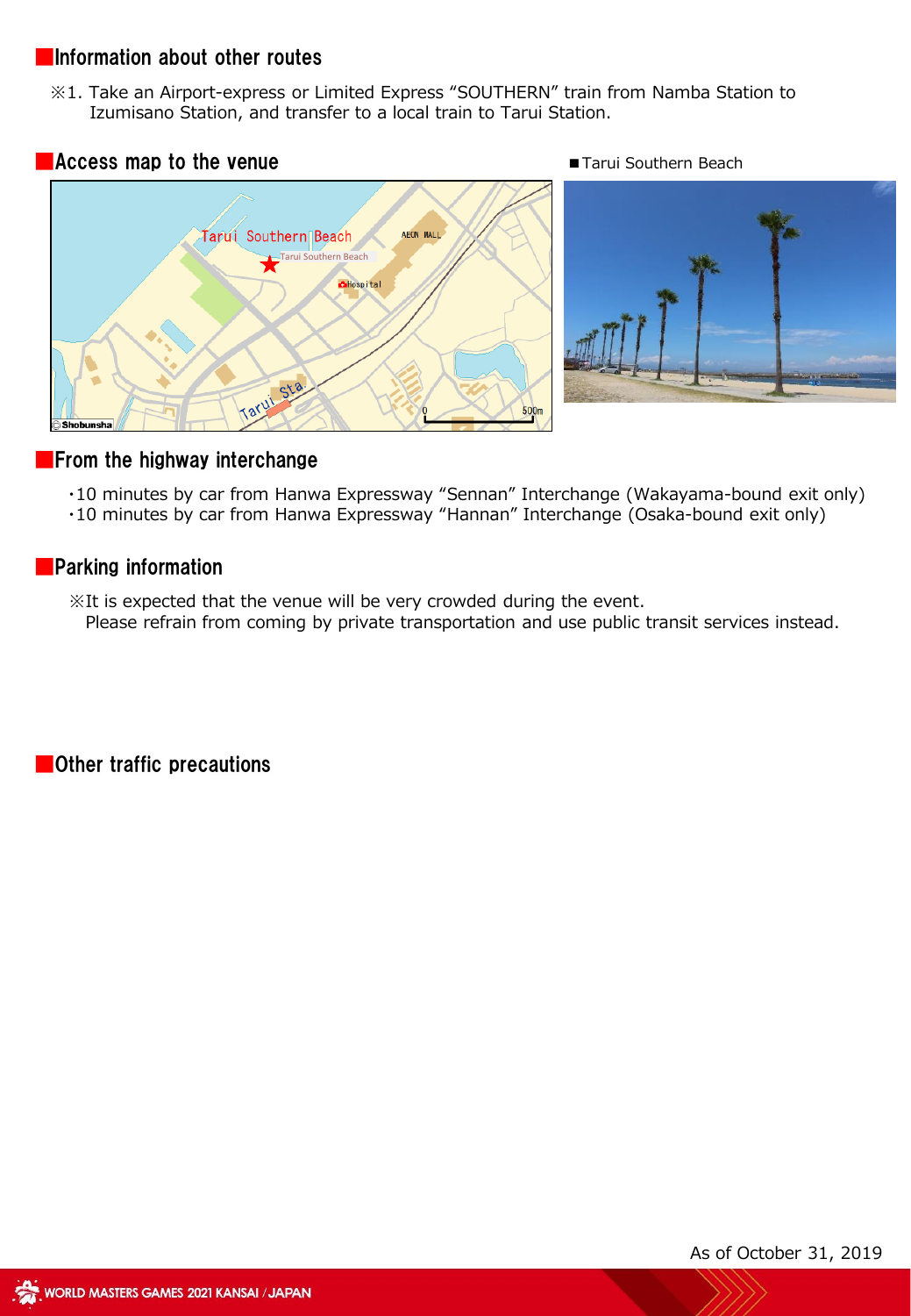## Information about other routes

※1. Take an Airport-express or Limited Express “SOUTHERN” train from Namba Station to Izumisano Station, and transfer to a local train to Tarui Station.

## Access map to the venue

■Tarui Southern Beach

## From the highway interchange

- 10 minutes by car from Hanwa Expressway “Sennan” Interchange (Wakayama-bound exit only)
- 10 minutes by car from Hanwa Expressway “Hannan” Interchange (Osaka-bound exit only)

## Parking information

※It is expected that the venue will be very crowded during the event.
Please refrain from coming by private transportation and use public transit services instead.

## Other traffic precautions

As of October 31, 2019